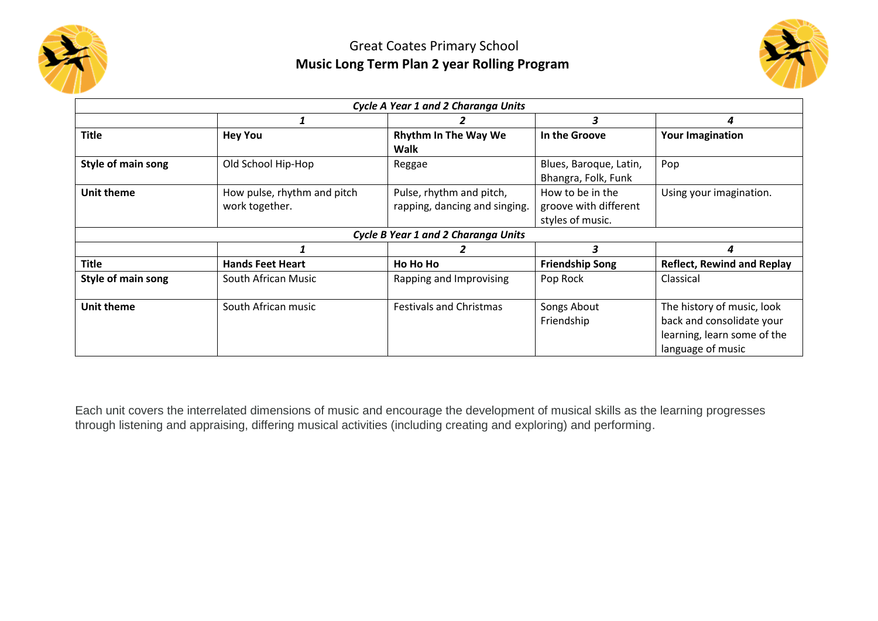# Great Coates Primary School

## Music Long Term Plan 2 year Rolling Program

| *Cycle A Year 1 and 2 Charanga Units* | | | | |
|---|---|---|---|---|
| | ***1*** | ***2*** | ***3*** | ***4*** |
| **Title** | **Hey You** | **Rhythm In The Way We Walk** | **In the Groove** | **Your Imagination** |
| **Style of main song** | Old School Hip-Hop | Reggae | Blues, Baroque, Latin, Bhangra, Folk, Funk | Pop |
| **Unit theme** | How pulse, rhythm and pitch work together. | Pulse, rhythm and pitch, rapping, dancing and singing. | How to be in the groove with different styles of music. | Using your imagination. |
| *Cycle B Year 1 and 2 Charanga Units* | | | | |
| | ***1*** | ***2*** | ***3*** | ***4*** |
| **Title** | **Hands Feet Heart** | **Ho Ho Ho** | **Friendship Song** | **Reflect, Rewind and Replay** |
| **Style of main song** | South African Music | Rapping and Improvising | Pop Rock | Classical |
| **Unit theme** | South African music | Festivals and Christmas | Songs About Friendship | The history of music, look back and consolidate your learning, learn some of the language of music |

Each unit covers the interrelated dimensions of music and encourage the development of musical skills as the learning progresses through listening and appraising, differing musical activities (including creating and exploring) and performing.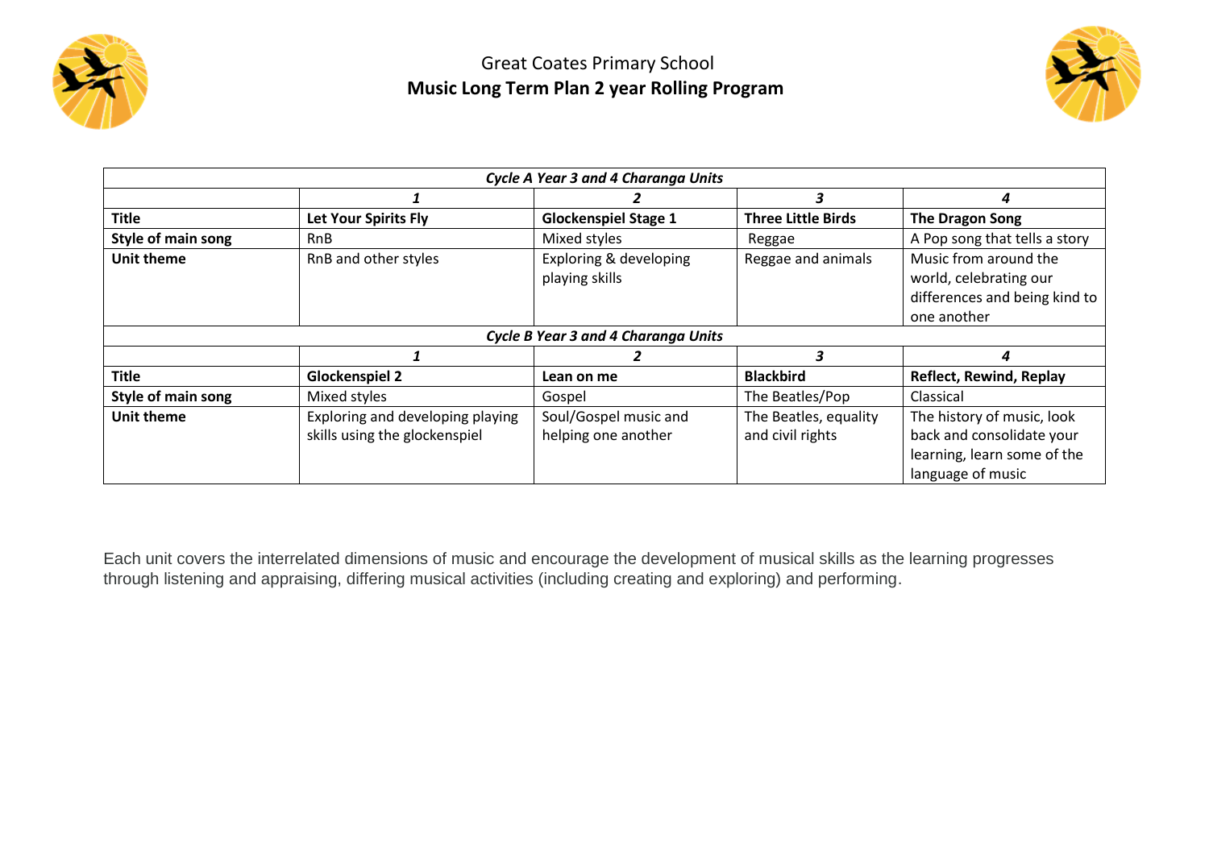# Great Coates Primary School

## Music Long Term Plan 2 year Rolling Program

| *Cycle A Year 3 and 4 Charanga Units* | | | | |
|---|---|---|---|---|
| | ***1*** | ***2*** | ***3*** | ***4*** |
| **Title** | **Let Your Spirits Fly** | **Glockenspiel Stage 1** | **Three Little Birds** | **The Dragon Song** |
| **Style of main song** | RnB | Mixed styles | Reggae | A Pop song that tells a story |
| **Unit theme** | RnB and other styles | Exploring & developing playing skills | Reggae and animals | Music from around the world, celebrating our differences and being kind to one another |
| *Cycle B Year 3 and 4 Charanga Units* | | | | |
| | ***1*** | ***2*** | ***3*** | ***4*** |
| **Title** | **Glockenspiel 2** | **Lean on me** | **Blackbird** | **Reflect, Rewind, Replay** |
| **Style of main song** | Mixed styles | Gospel | The Beatles/Pop | Classical |
| **Unit theme** | Exploring and developing playing skills using the glockenspiel | Soul/Gospel music and helping one another | The Beatles, equality and civil rights | The history of music, look back and consolidate your learning, learn some of the language of music |

Each unit covers the interrelated dimensions of music and encourage the development of musical skills as the learning progresses through listening and appraising, differing musical activities (including creating and exploring) and performing.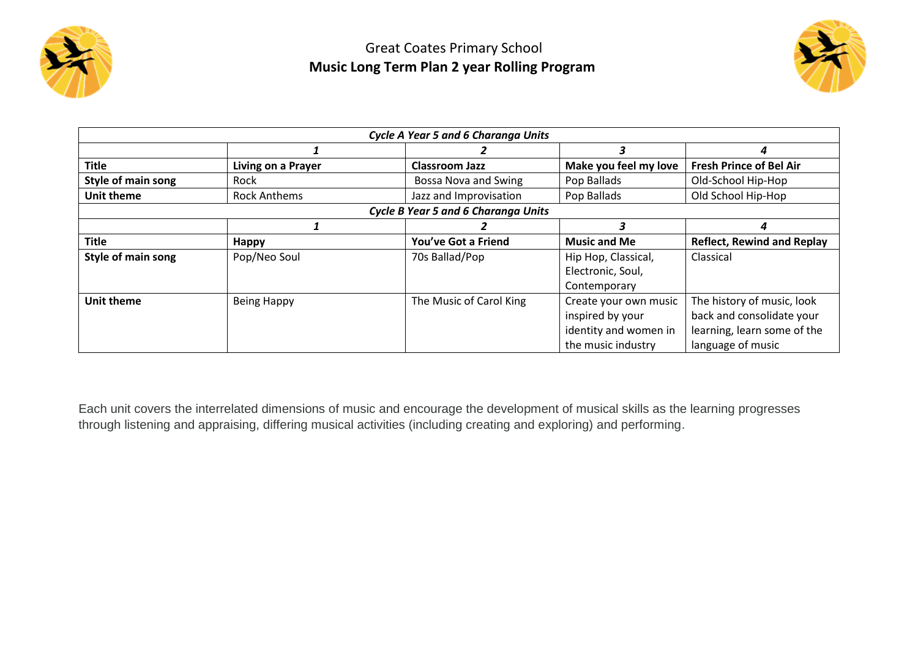Great Coates Primary School

**Music Long Term Plan 2 year Rolling Program**

| *Cycle A Year 5 and 6 Charanga Units* | | | | |
|---|---|---|---|---|
| | ***1*** | ***2*** | ***3*** | ***4*** |
| **Title** | **Living on a Prayer** | **Classroom Jazz** | **Make you feel my love** | **Fresh Prince of Bel Air** |
| **Style of main song** | Rock | Bossa Nova and Swing | Pop Ballads | Old-School Hip-Hop |
| **Unit theme** | Rock Anthems | Jazz and Improvisation | Pop Ballads | Old School Hip-Hop |
| *Cycle B Year 5 and 6 Charanga Units* | | | | |
| | ***1*** | ***2*** | ***3*** | ***4*** |
| **Title** | **Happy** | **You've Got a Friend** | **Music and Me** | **Reflect, Rewind and Replay** |
| **Style of main song** | Pop/Neo Soul | 70s Ballad/Pop | Hip Hop, Classical, Electronic, Soul, Contemporary | Classical |
| **Unit theme** | Being Happy | The Music of Carol King | Create your own music inspired by your identity and women in the music industry | The history of music, look back and consolidate your learning, learn some of the language of music |

Each unit covers the interrelated dimensions of music and encourage the development of musical skills as the learning progresses through listening and appraising, differing musical activities (including creating and exploring) and performing.